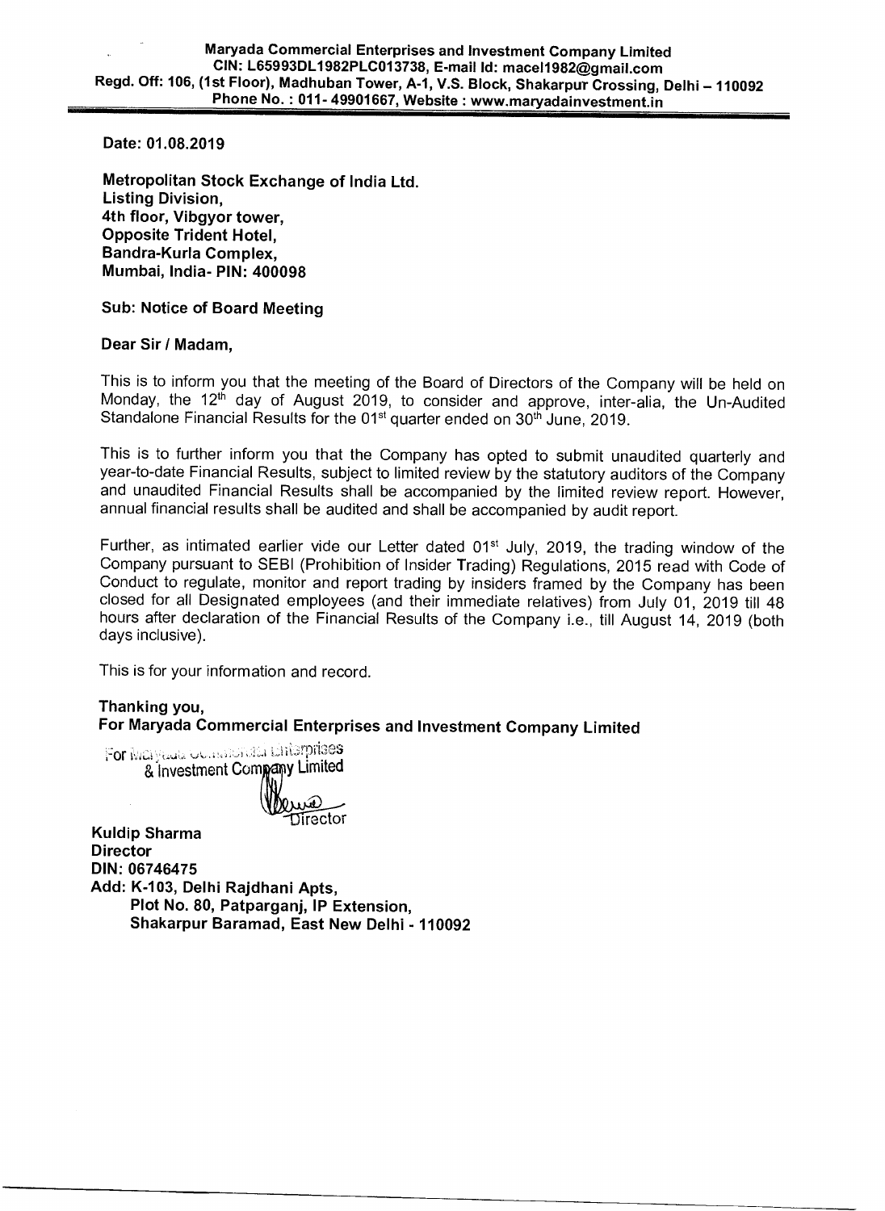**Maryada Commercial Enterprises and Investment Company Limited**
**CIN: L65993DL1982PLC013738, E-mail Id: macel1982@gmail.com**
**Regd. Off: 106, (1st Floor), Madhuban Tower, A-1, V.S. Block, Shakarpur Crossing, Delhi – 110092**
**Phone No. : 011- 49901667, Website : www.maryadainvestment.in**

**Date: 01.08.2019**

**Metropolitan Stock Exchange of India Ltd.**
**Listing Division,**
**4th floor, Vibgyor tower,**
**Opposite Trident Hotel,**
**Bandra-Kurla Complex,**
**Mumbai, India- PIN: 400098**

**Sub: Notice of Board Meeting**

**Dear Sir / Madam,**

This is to inform you that the meeting of the Board of Directors of the Company will be held on Monday, the 12th day of August 2019, to consider and approve, inter-alia, the Un-Audited Standalone Financial Results for the 01st quarter ended on 30th June, 2019.

This is to further inform you that the Company has opted to submit unaudited quarterly and year-to-date Financial Results, subject to limited review by the statutory auditors of the Company and unaudited Financial Results shall be accompanied by the limited review report. However, annual financial results shall be audited and shall be accompanied by audit report.

Further, as intimated earlier vide our Letter dated 01st July, 2019, the trading window of the Company pursuant to SEBI (Prohibition of Insider Trading) Regulations, 2015 read with Code of Conduct to regulate, monitor and report trading by insiders framed by the Company has been closed for all Designated employees (and their immediate relatives) from July 01, 2019 till 48 hours after declaration of the Financial Results of the Company i.e., till August 14, 2019 (both days inclusive).

This is for your information and record.

**Thanking you,**
**For Maryada Commercial Enterprises and Investment Company Limited**

For Maryada Commercial Enterprises
& Investment Company Limited

Director

**Kuldip Sharma**
**Director**
**DIN: 06746475**
**Add: K-103, Delhi Rajdhani Apts,**
**Plot No. 80, Patparganj, IP Extension,**
**Shakarpur Baramad, East New Delhi - 110092**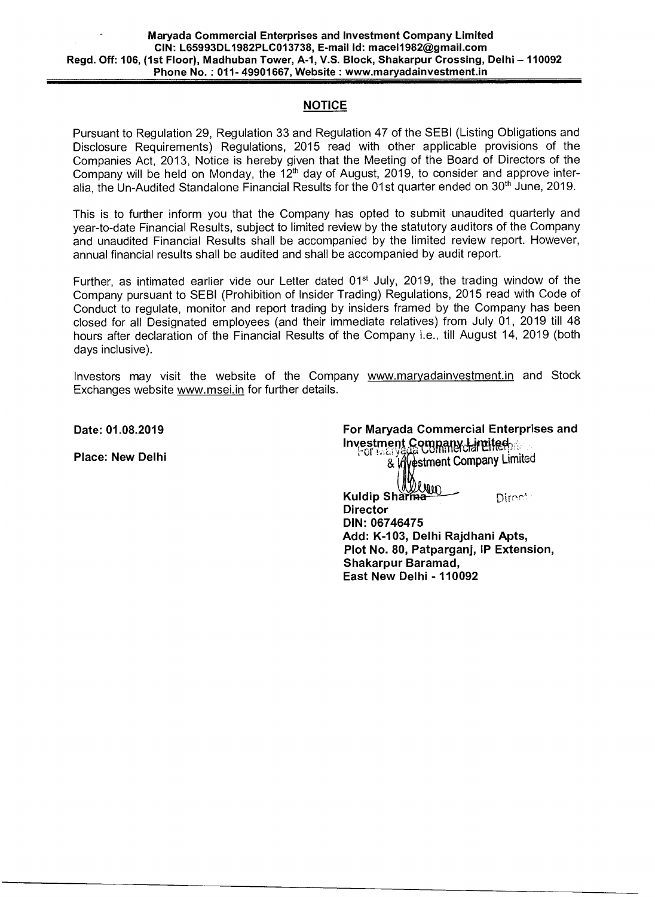**Maryada Commercial Enterprises and Investment Company Limited**
**CIN: L65993DL1982PLC013738, E-mail Id: macel1982@gmail.com**
**Regd. Off: 106, (1st Floor), Madhuban Tower, A-1, V.S. Block, Shakarpur Crossing, Delhi – 110092**
**Phone No. : 011- 49901667, Website : www.maryadainvestment.in**

## NOTICE

Pursuant to Regulation 29, Regulation 33 and Regulation 47 of the SEBI (Listing Obligations and Disclosure Requirements) Regulations, 2015 read with other applicable provisions of the Companies Act, 2013, Notice is hereby given that the Meeting of the Board of Directors of the Company will be held on Monday, the 12th day of August, 2019, to consider and approve inter-alia, the Un-Audited Standalone Financial Results for the 01st quarter ended on 30th June, 2019.

This is to further inform you that the Company has opted to submit unaudited quarterly and year-to-date Financial Results, subject to limited review by the statutory auditors of the Company and unaudited Financial Results shall be accompanied by the limited review report. However, annual financial results shall be audited and shall be accompanied by audit report.

Further, as intimated earlier vide our Letter dated 01st July, 2019, the trading window of the Company pursuant to SEBI (Prohibition of Insider Trading) Regulations, 2015 read with Code of Conduct to regulate, monitor and report trading by insiders framed by the Company has been closed for all Designated employees (and their immediate relatives) from July 01, 2019 till 48 hours after declaration of the Financial Results of the Company i.e., till August 14, 2019 (both days inclusive).

Investors may visit the website of the Company www.maryadainvestment.in and Stock Exchanges website www.msei.in for further details.

**Date: 01.08.2019**

**Place: New Delhi**

**For Maryada Commercial Enterprises and Investment Company Limited**

For Maryada Commercial Enterprises & Investment Company Limited

Director

**Kuldip Sharma**
**Director**
**DIN: 06746475**
**Add: K-103, Delhi Rajdhani Apts,**
**Plot No. 80, Patparganj, IP Extension,**
**Shakarpur Baramad,**
**East New Delhi - 110092**